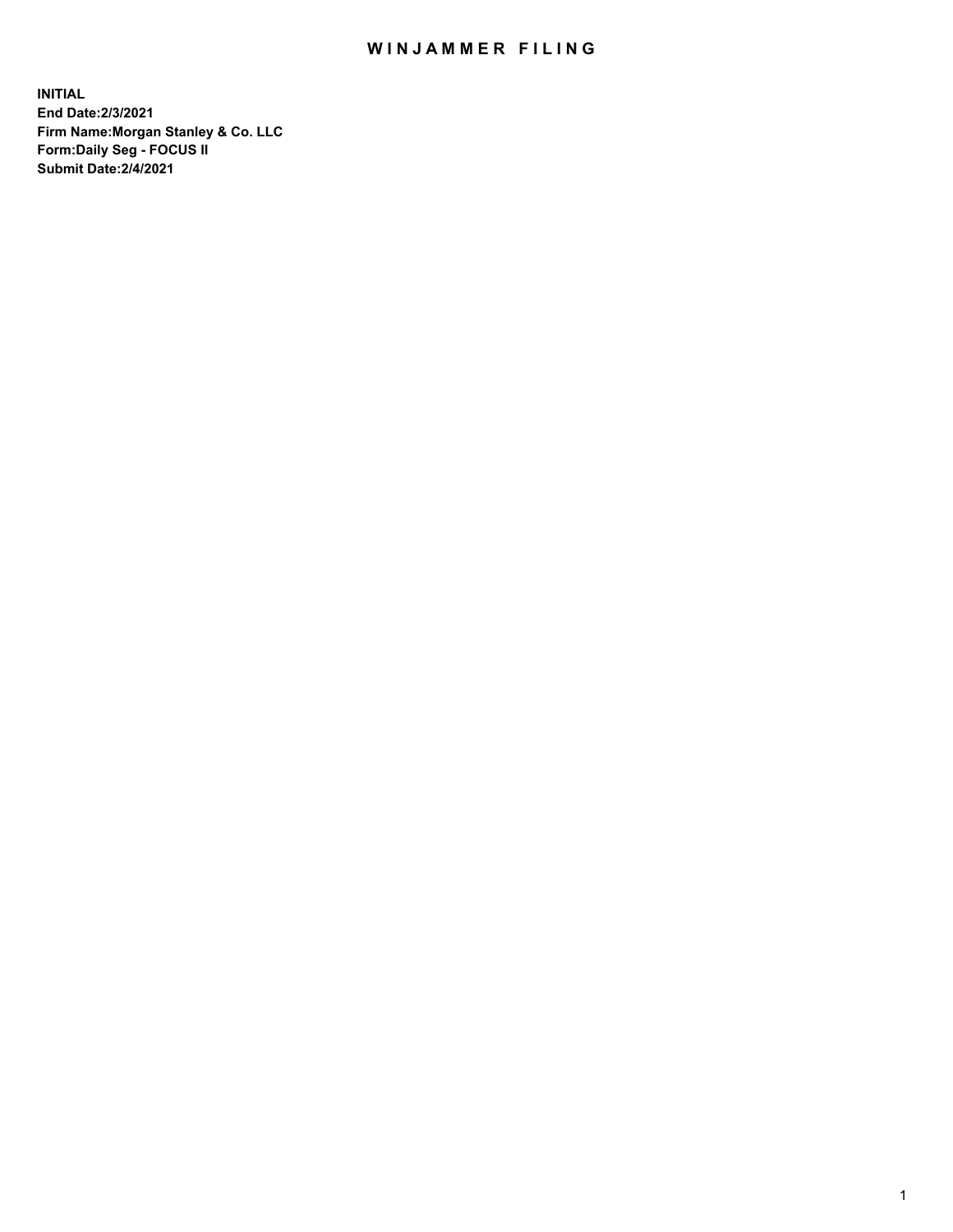# WINJAMMER FILING

**INITIAL**
**End Date:2/3/2021**
**Firm Name:Morgan Stanley & Co. LLC**
**Form:Daily Seg - FOCUS II**
**Submit Date:2/4/2021**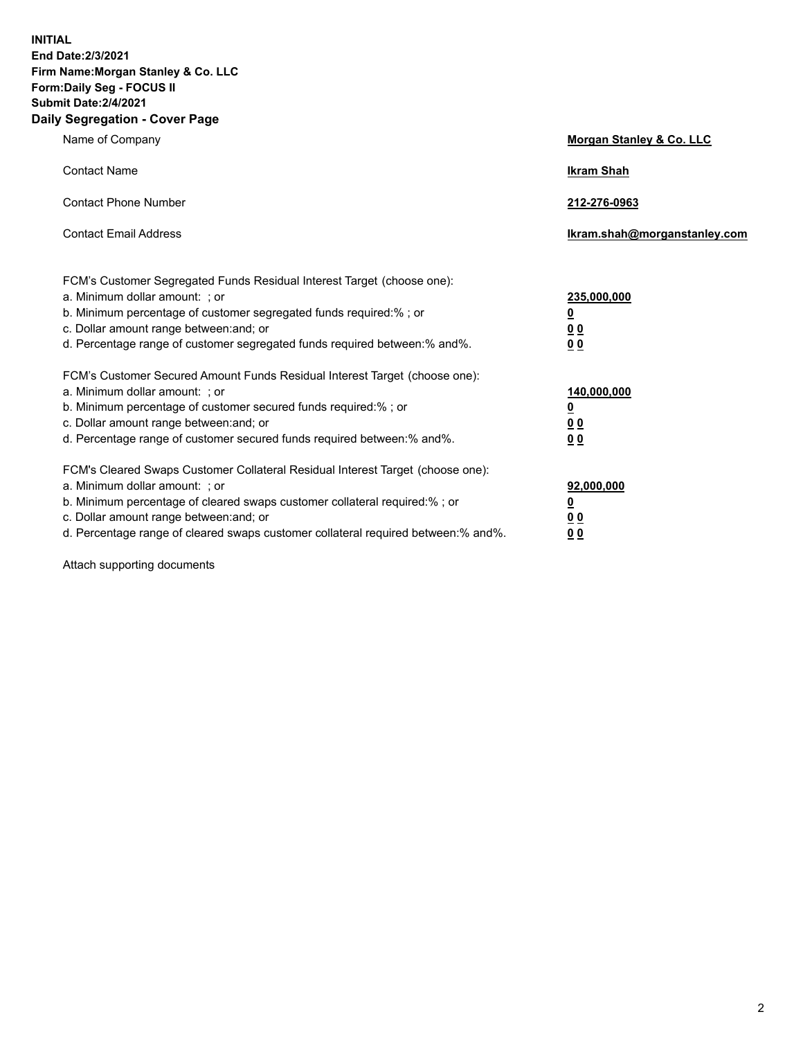**INITIAL**
**End Date:2/3/2021**
**Firm Name:Morgan Stanley & Co. LLC**
**Form:Daily Seg - FOCUS II**
**Submit Date:2/4/2021**

## Daily Segregation - Cover Page

| | |
|---|---|
| Name of Company | **Morgan Stanley & Co. LLC** |
| Contact Name | **Ikram Shah** |
| Contact Phone Number | **212-276-0963** |
| Contact Email Address | **Ikram.shah@morganstanley.com** |

| | |
|---|---|
| FCM's Customer Segregated Funds Residual Interest Target (choose one): | |
| a. Minimum dollar amount: ; or | **235,000,000** |
| b. Minimum percentage of customer segregated funds required:% ; or | **0** |
| c. Dollar amount range between:and; or | **0 0** |
| d. Percentage range of customer segregated funds required between:% and%. | **0 0** |
| FCM's Customer Secured Amount Funds Residual Interest Target (choose one): | |
| a. Minimum dollar amount: ; or | **140,000,000** |
| b. Minimum percentage of customer secured funds required:% ; or | **0** |
| c. Dollar amount range between:and; or | **0 0** |
| d. Percentage range of customer secured funds required between:% and%. | **0 0** |
| FCM's Cleared Swaps Customer Collateral Residual Interest Target (choose one): | |
| a. Minimum dollar amount: ; or | **92,000,000** |
| b. Minimum percentage of cleared swaps customer collateral required:% ; or | **0** |
| c. Dollar amount range between:and; or | **0 0** |
| d. Percentage range of cleared swaps customer collateral required between:% and%. | **0 0** |

Attach supporting documents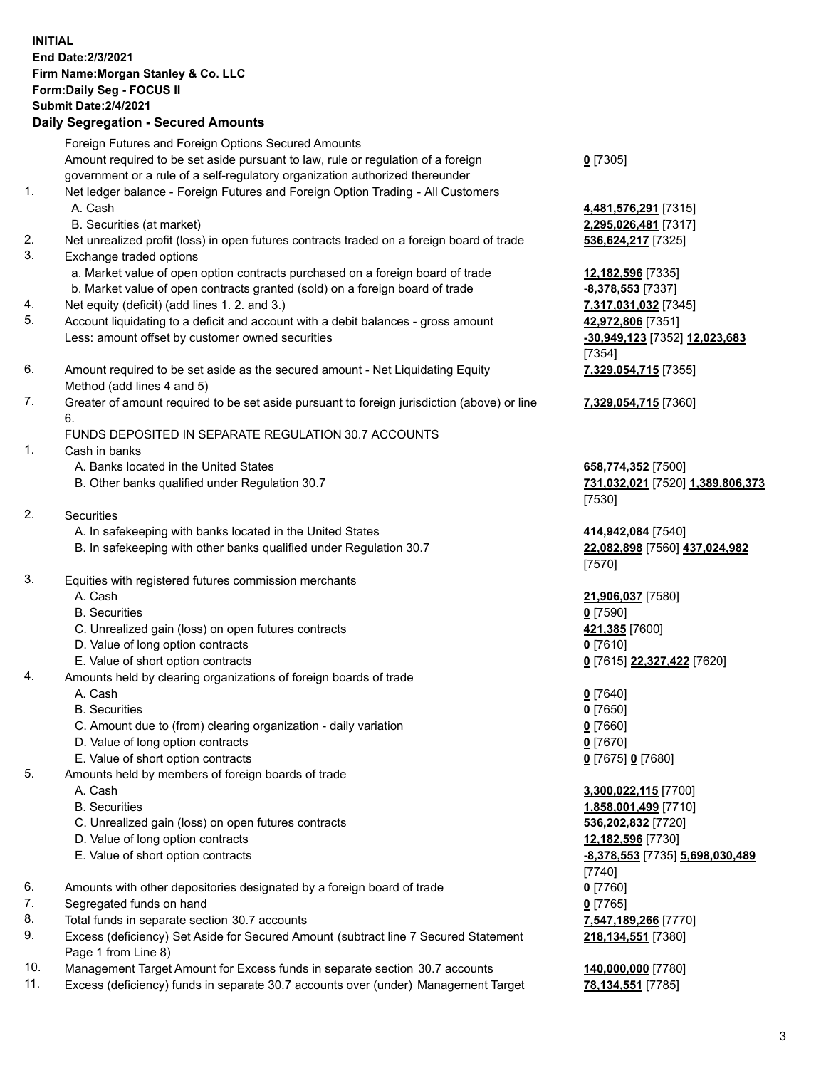**INITIAL**
**End Date:2/3/2021**
**Firm Name:Morgan Stanley & Co. LLC**
**Form:Daily Seg - FOCUS II**
**Submit Date:2/4/2021**

## Daily Segregation - Secured Amounts

| | | |
|---|---|---|
| | Foreign Futures and Foreign Options Secured Amounts | |
| | Amount required to be set aside pursuant to law, rule or regulation of a foreign government or a rule of a self-regulatory organization authorized thereunder | **0** [7305] |
| 1. | Net ledger balance - Foreign Futures and Foreign Option Trading - All Customers | |
| | A. Cash | **4,481,576,291** [7315] |
| | B. Securities (at market) | **2,295,026,481** [7317] |
| 2. | Net unrealized profit (loss) in open futures contracts traded on a foreign board of trade | **536,624,217** [7325] |
| 3. | Exchange traded options | |
| | a. Market value of open option contracts purchased on a foreign board of trade | **12,182,596** [7335] |
| | b. Market value of open contracts granted (sold) on a foreign board of trade | **-8,378,553** [7337] |
| 4. | Net equity (deficit) (add lines 1. 2. and 3.) | **7,317,031,032** [7345] |
| 5. | Account liquidating to a deficit and account with a debit balances - gross amount | **42,972,806** [7351] |
| | Less: amount offset by customer owned securities | **-30,949,123** [7352] **12,023,683** [7354] |
| 6. | Amount required to be set aside as the secured amount - Net Liquidating Equity Method (add lines 4 and 5) | **7,329,054,715** [7355] |
| 7. | Greater of amount required to be set aside pursuant to foreign jurisdiction (above) or line 6. | **7,329,054,715** [7360] |
| | FUNDS DEPOSITED IN SEPARATE REGULATION 30.7 ACCOUNTS | |
| 1. | Cash in banks | |
| | A. Banks located in the United States | **658,774,352** [7500] |
| | B. Other banks qualified under Regulation 30.7 | **731,032,021** [7520] **1,389,806,373** [7530] |
| 2. | Securities | |
| | A. In safekeeping with banks located in the United States | **414,942,084** [7540] |
| | B. In safekeeping with other banks qualified under Regulation 30.7 | **22,082,898** [7560] **437,024,982** [7570] |
| 3. | Equities with registered futures commission merchants | |
| | A. Cash | **21,906,037** [7580] |
| | B. Securities | **0** [7590] |
| | C. Unrealized gain (loss) on open futures contracts | **421,385** [7600] |
| | D. Value of long option contracts | **0** [7610] |
| | E. Value of short option contracts | **0** [7615] **22,327,422** [7620] |
| 4. | Amounts held by clearing organizations of foreign boards of trade | |
| | A. Cash | **0** [7640] |
| | B. Securities | **0** [7650] |
| | C. Amount due to (from) clearing organization - daily variation | **0** [7660] |
| | D. Value of long option contracts | **0** [7670] |
| | E. Value of short option contracts | **0** [7675] **0** [7680] |
| 5. | Amounts held by members of foreign boards of trade | |
| | A. Cash | **3,300,022,115** [7700] |
| | B. Securities | **1,858,001,499** [7710] |
| | C. Unrealized gain (loss) on open futures contracts | **536,202,832** [7720] |
| | D. Value of long option contracts | **12,182,596** [7730] |
| | E. Value of short option contracts | **-8,378,553** [7735] **5,698,030,489** [7740] |
| 6. | Amounts with other depositories designated by a foreign board of trade | **0** [7760] |
| 7. | Segregated funds on hand | **0** [7765] |
| 8. | Total funds in separate section 30.7 accounts | **7,547,189,266** [7770] |
| 9. | Excess (deficiency) Set Aside for Secured Amount (subtract line 7 Secured Statement Page 1 from Line 8) | **218,134,551** [7380] |
| 10. | Management Target Amount for Excess funds in separate section 30.7 accounts | **140,000,000** [7780] |
| 11. | Excess (deficiency) funds in separate 30.7 accounts over (under) Management Target | **78,134,551** [7785] |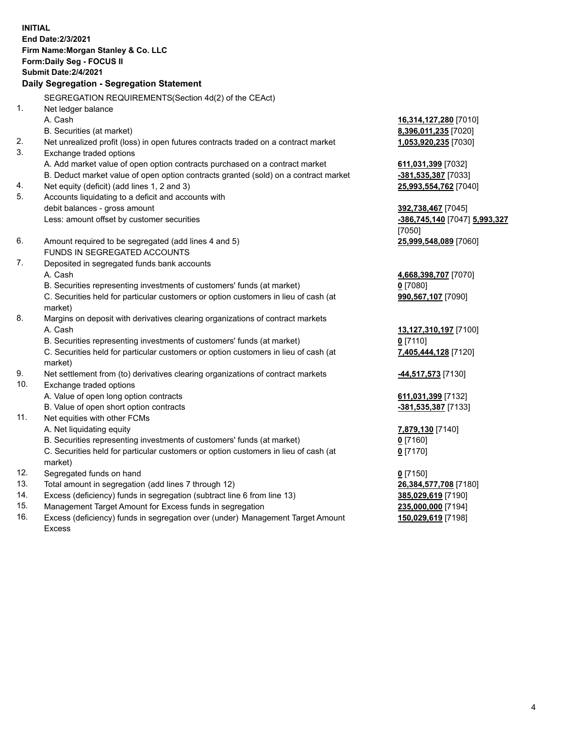**INITIAL**
**End Date:2/3/2021**
**Firm Name:Morgan Stanley & Co. LLC**
**Form:Daily Seg - FOCUS II**
**Submit Date:2/4/2021**

## Daily Segregation - Segregation Statement

| | | |
|---|---|---|
| | SEGREGATION REQUIREMENTS(Section 4d(2) of the CEAct) | |
| 1. | Net ledger balance | |
| | A. Cash | **16,314,127,280** [7010] |
| | B. Securities (at market) | **8,396,011,235** [7020] |
| 2. | Net unrealized profit (loss) in open futures contracts traded on a contract market | **1,053,920,235** [7030] |
| 3. | Exchange traded options | |
| | A. Add market value of open option contracts purchased on a contract market | **611,031,399** [7032] |
| | B. Deduct market value of open option contracts granted (sold) on a contract market | **-381,535,387** [7033] |
| 4. | Net equity (deficit) (add lines 1, 2 and 3) | **25,993,554,762** [7040] |
| 5. | Accounts liquidating to a deficit and accounts with debit balances - gross amount | **392,738,467** [7045] |
| | Less: amount offset by customer securities | **-386,745,140** [7047] **5,993,327** [7050] |
| 6. | Amount required to be segregated (add lines 4 and 5) | **25,999,548,089** [7060] |
| | FUNDS IN SEGREGATED ACCOUNTS | |
| 7. | Deposited in segregated funds bank accounts | |
| | A. Cash | **4,668,398,707** [7070] |
| | B. Securities representing investments of customers' funds (at market) | **0** [7080] |
| | C. Securities held for particular customers or option customers in lieu of cash (at market) | **990,567,107** [7090] |
| 8. | Margins on deposit with derivatives clearing organizations of contract markets | |
| | A. Cash | **13,127,310,197** [7100] |
| | B. Securities representing investments of customers' funds (at market) | **0** [7110] |
| | C. Securities held for particular customers or option customers in lieu of cash (at market) | **7,405,444,128** [7120] |
| 9. | Net settlement from (to) derivatives clearing organizations of contract markets | **-44,517,573** [7130] |
| 10. | Exchange traded options | |
| | A. Value of open long option contracts | **611,031,399** [7132] |
| | B. Value of open short option contracts | **-381,535,387** [7133] |
| 11. | Net equities with other FCMs | |
| | A. Net liquidating equity | **7,879,130** [7140] |
| | B. Securities representing investments of customers' funds (at market) | **0** [7160] |
| | C. Securities held for particular customers or option customers in lieu of cash (at market) | **0** [7170] |
| 12. | Segregated funds on hand | **0** [7150] |
| 13. | Total amount in segregation (add lines 7 through 12) | **26,384,577,708** [7180] |
| 14. | Excess (deficiency) funds in segregation (subtract line 6 from line 13) | **385,029,619** [7190] |
| 15. | Management Target Amount for Excess funds in segregation | **235,000,000** [7194] |
| 16. | Excess (deficiency) funds in segregation over (under) Management Target Amount Excess | **150,029,619** [7198] |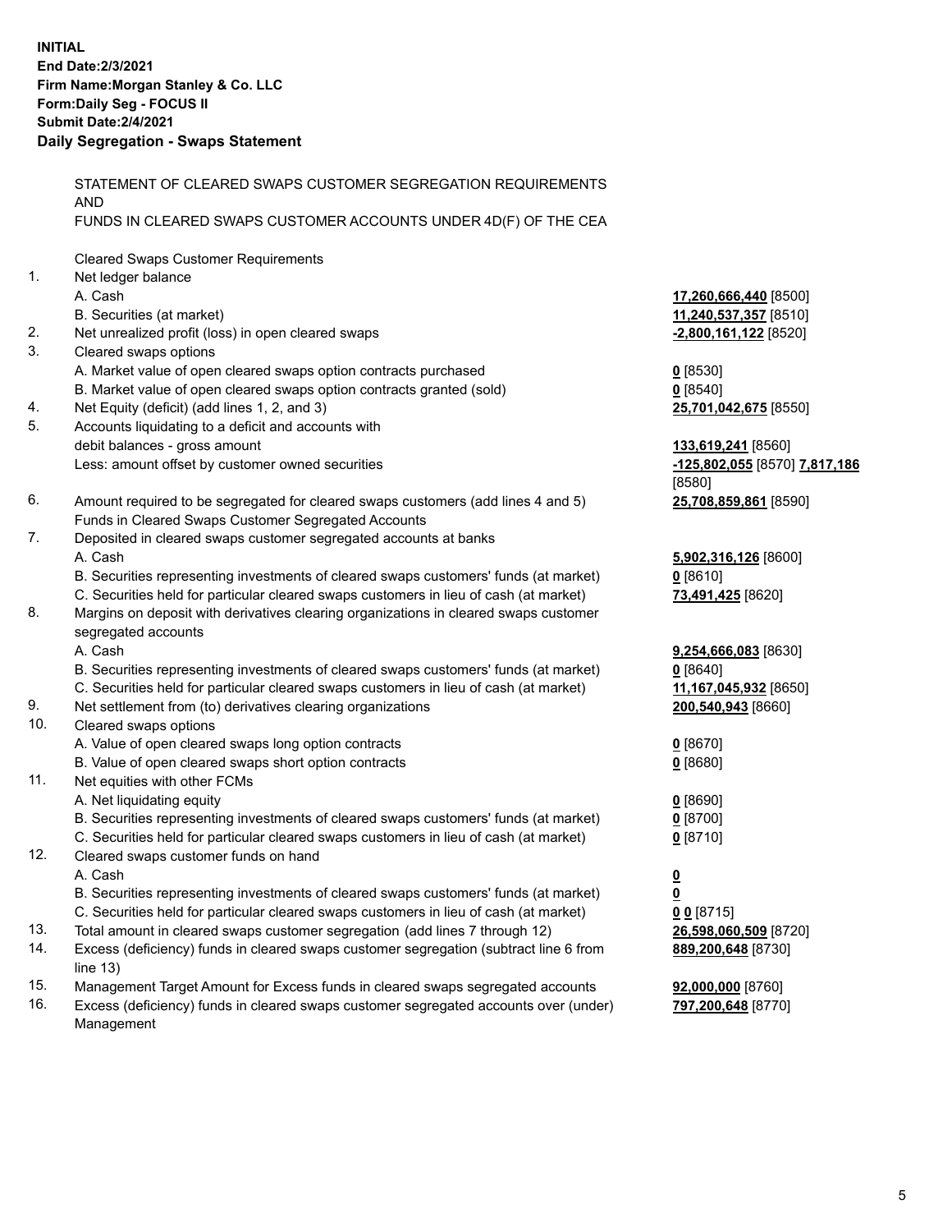**INITIAL**
**End Date:2/3/2021**
**Firm Name:Morgan Stanley & Co. LLC**
**Form:Daily Seg - FOCUS II**
**Submit Date:2/4/2021**
**Daily Segregation - Swaps Statement**

STATEMENT OF CLEARED SWAPS CUSTOMER SEGREGATION REQUIREMENTS AND
FUNDS IN CLEARED SWAPS CUSTOMER ACCOUNTS UNDER 4D(F) OF THE CEA

| | | |
|---|---|---|
| | Cleared Swaps Customer Requirements | |
| 1. | Net ledger balance | |
| | A. Cash | **17,260,666,440** [8500] |
| | B. Securities (at market) | **11,240,537,357** [8510] |
| 2. | Net unrealized profit (loss) in open cleared swaps | **-2,800,161,122** [8520] |
| 3. | Cleared swaps options | |
| | A. Market value of open cleared swaps option contracts purchased | **0** [8530] |
| | B. Market value of open cleared swaps option contracts granted (sold) | **0** [8540] |
| 4. | Net Equity (deficit) (add lines 1, 2, and 3) | **25,701,042,675** [8550] |
| 5. | Accounts liquidating to a deficit and accounts with debit balances - gross amount | **133,619,241** [8560] |
| | Less: amount offset by customer owned securities | **-125,802,055** [8570] **7,817,186** [8580] |
| 6. | Amount required to be segregated for cleared swaps customers (add lines 4 and 5) | **25,708,859,861** [8590] |
| | Funds in Cleared Swaps Customer Segregated Accounts | |
| 7. | Deposited in cleared swaps customer segregated accounts at banks | |
| | A. Cash | **5,902,316,126** [8600] |
| | B. Securities representing investments of cleared swaps customers' funds (at market) | **0** [8610] |
| | C. Securities held for particular cleared swaps customers in lieu of cash (at market) | **73,491,425** [8620] |
| 8. | Margins on deposit with derivatives clearing organizations in cleared swaps customer segregated accounts | |
| | A. Cash | **9,254,666,083** [8630] |
| | B. Securities representing investments of cleared swaps customers' funds (at market) | **0** [8640] |
| | C. Securities held for particular cleared swaps customers in lieu of cash (at market) | **11,167,045,932** [8650] |
| 9. | Net settlement from (to) derivatives clearing organizations | **200,540,943** [8660] |
| 10. | Cleared swaps options | |
| | A. Value of open cleared swaps long option contracts | **0** [8670] |
| | B. Value of open cleared swaps short option contracts | **0** [8680] |
| 11. | Net equities with other FCMs | |
| | A. Net liquidating equity | **0** [8690] |
| | B. Securities representing investments of cleared swaps customers' funds (at market) | **0** [8700] |
| | C. Securities held for particular cleared swaps customers in lieu of cash (at market) | **0** [8710] |
| 12. | Cleared swaps customer funds on hand | |
| | A. Cash | **0** |
| | B. Securities representing investments of cleared swaps customers' funds (at market) | **0** |
| | C. Securities held for particular cleared swaps customers in lieu of cash (at market) | **0** **0** [8715] |
| 13. | Total amount in cleared swaps customer segregation (add lines 7 through 12) | **26,598,060,509** [8720] |
| 14. | Excess (deficiency) funds in cleared swaps customer segregation (subtract line 6 from line 13) | **889,200,648** [8730] |
| 15. | Management Target Amount for Excess funds in cleared swaps segregated accounts | **92,000,000** [8760] |
| 16. | Excess (deficiency) funds in cleared swaps customer segregated accounts over (under) Management | **797,200,648** [8770] |